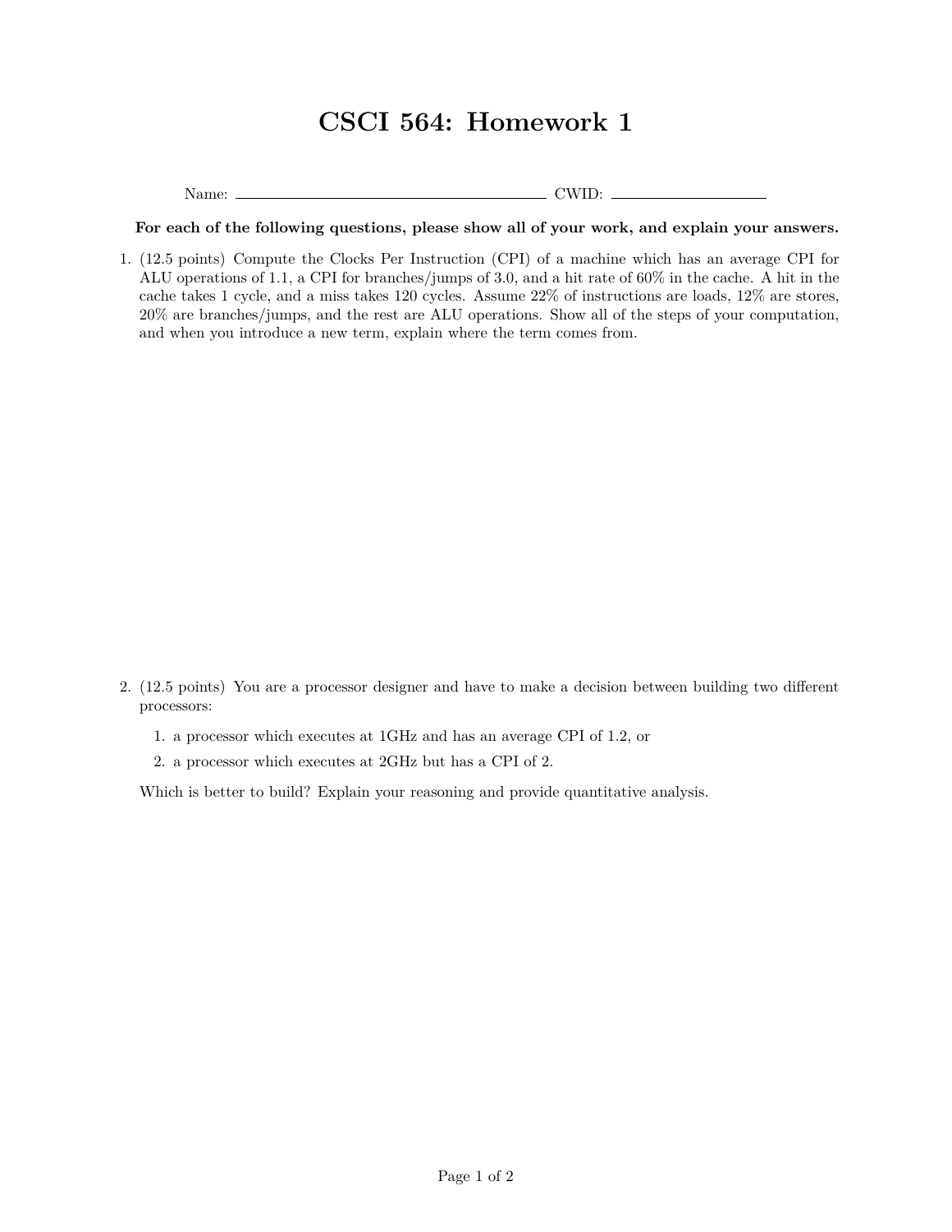# CSCI 564: Homework 1

Name: ______________________ CWID: ____________

**For each of the following questions, please show all of your work, and explain your answers.**

1. (12.5 points) Compute the Clocks Per Instruction (CPI) of a machine which has an average CPI for ALU operations of 1.1, a CPI for branches/jumps of 3.0, and a hit rate of 60% in the cache. A hit in the cache takes 1 cycle, and a miss takes 120 cycles. Assume 22% of instructions are loads, 12% are stores, 20% are branches/jumps, and the rest are ALU operations. Show all of the steps of your computation, and when you introduce a new term, explain where the term comes from.

2. (12.5 points) You are a processor designer and have to make a decision between building two different processors:

   1. a processor which executes at 1GHz and has an average CPI of 1.2, or
   2. a processor which executes at 2GHz but has a CPI of 2.

   Which is better to build? Explain your reasoning and provide quantitative analysis.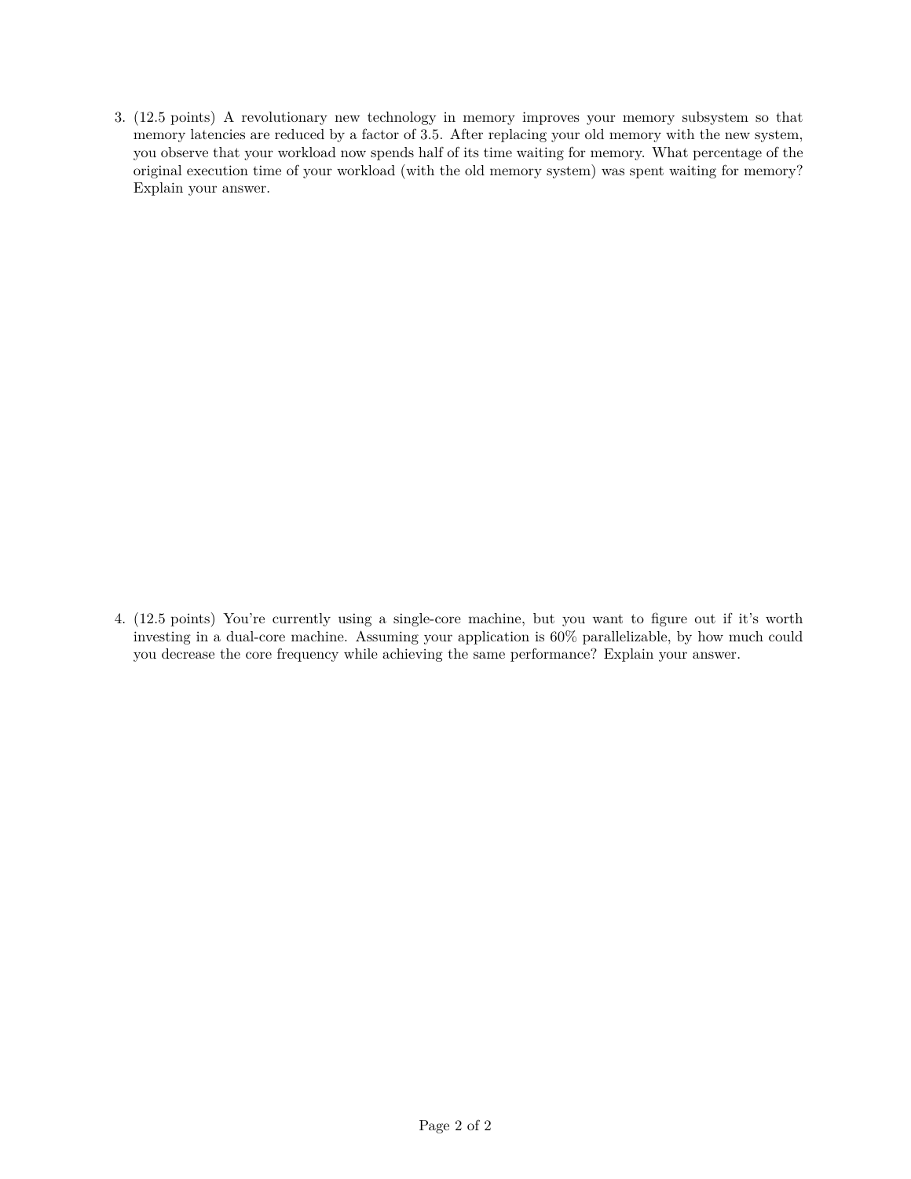3. (12.5 points) A revolutionary new technology in memory improves your memory subsystem so that memory latencies are reduced by a factor of 3.5. After replacing your old memory with the new system, you observe that your workload now spends half of its time waiting for memory. What percentage of the original execution time of your workload (with the old memory system) was spent waiting for memory? Explain your answer.

4. (12.5 points) You're currently using a single-core machine, but you want to figure out if it's worth investing in a dual-core machine. Assuming your application is 60% parallelizable, by how much could you decrease the core frequency while achieving the same performance? Explain your answer.